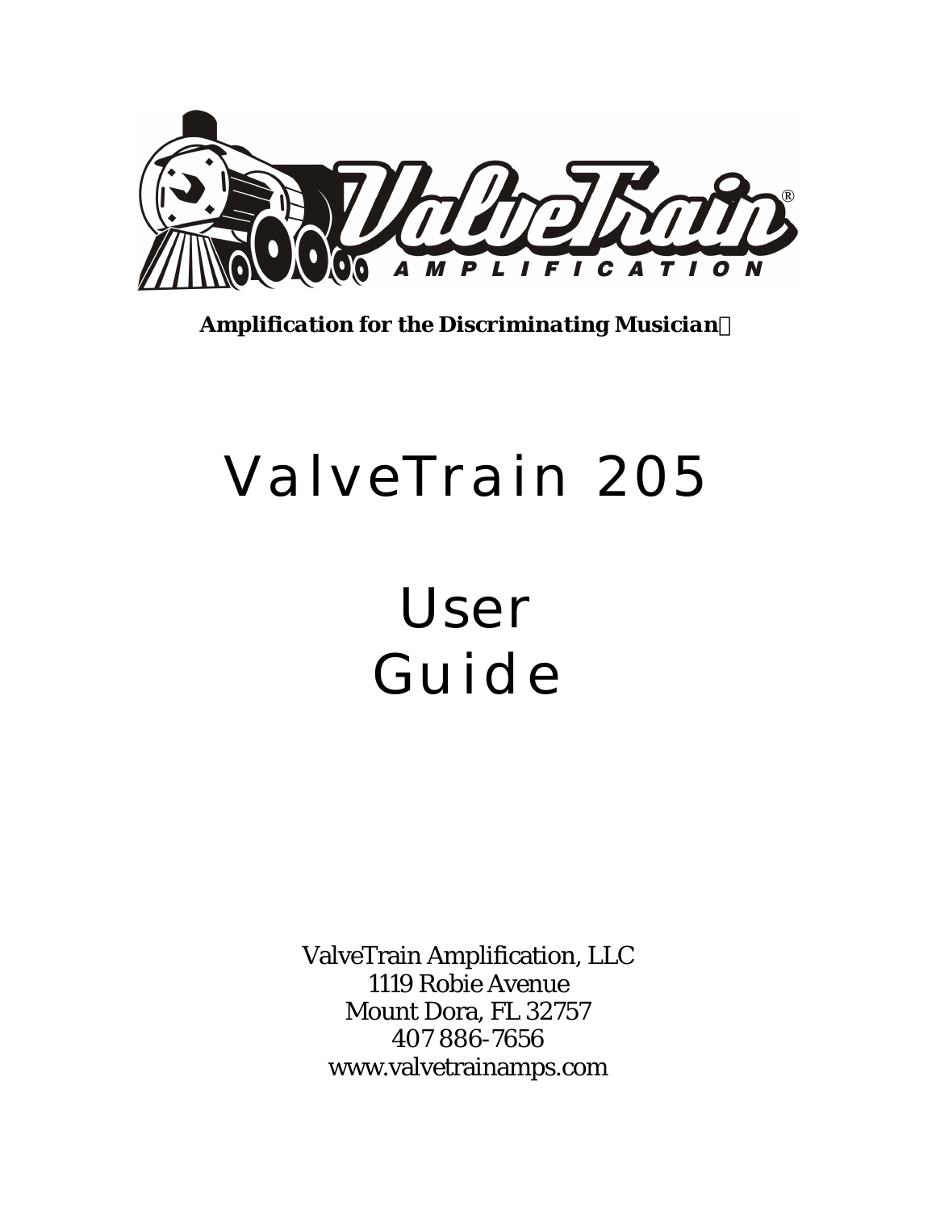***Amplification for the Discriminating Musician***

# ValveTrain 205

# User Guide

ValveTrain Amplification, LLC
1119 Robie Avenue
Mount Dora, FL 32757
407 886-7656
www.valvetrainamps.com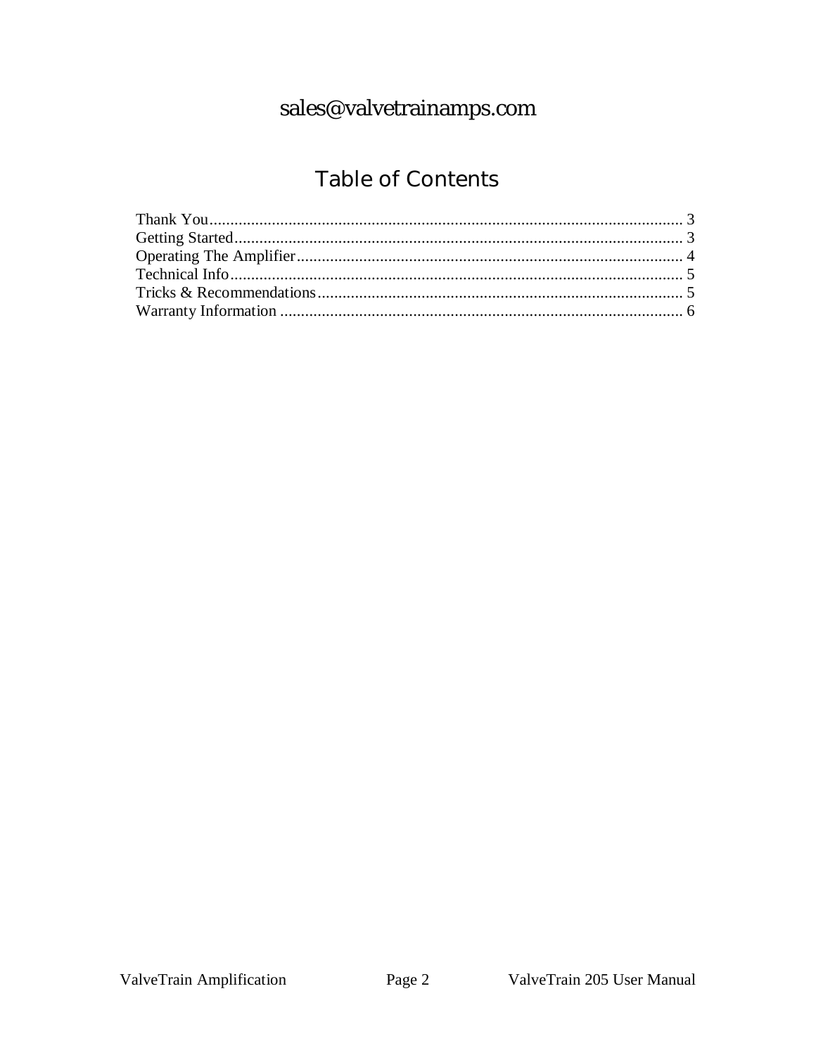sales@valvetrainamps.com

# Table of Contents

Thank You................................................................................................................ 3
Getting Started......................................................................................................... 3
Operating The Amplifier.......................................................................................... 4
Technical Info.......................................................................................................... 5
Tricks & Recommendations..................................................................................... 5
Warranty Information .............................................................................................. 6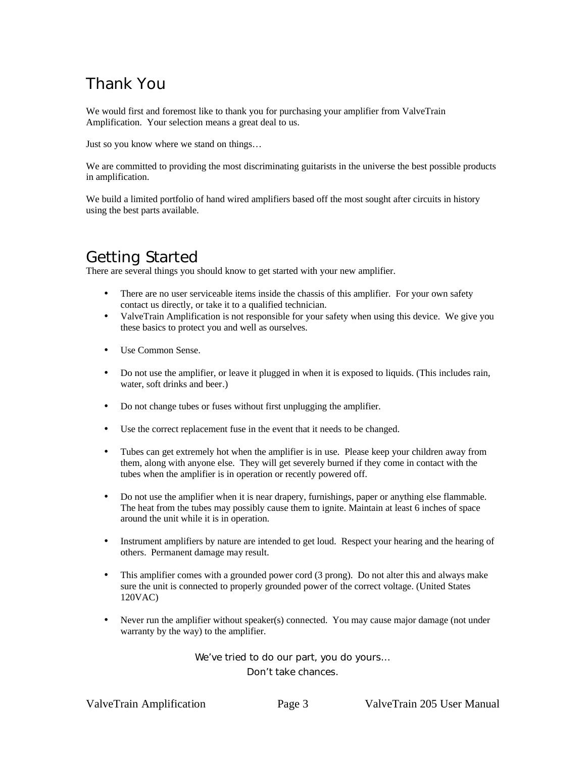## Thank You

We would first and foremost like to thank you for purchasing your amplifier from ValveTrain Amplification. Your selection means a great deal to us.

Just so you know where we stand on things…

We are committed to providing the most discriminating guitarists in the universe the best possible products in amplification.

We build a limited portfolio of hand wired amplifiers based off the most sought after circuits in history using the best parts available.

## Getting Started

There are several things you should know to get started with your new amplifier.

- There are no user serviceable items inside the chassis of this amplifier. For your own safety contact us directly, or take it to a qualified technician.
- ValveTrain Amplification is not responsible for your safety when using this device. We give you these basics to protect you and well as ourselves.
- Use Common Sense.
- Do not use the amplifier, or leave it plugged in when it is exposed to liquids. (This includes rain, water, soft drinks and beer.)
- Do not change tubes or fuses without first unplugging the amplifier.
- Use the correct replacement fuse in the event that it needs to be changed.
- Tubes can get extremely hot when the amplifier is in use. Please keep your children away from them, along with anyone else. They will get severely burned if they come in contact with the tubes when the amplifier is in operation or recently powered off.
- Do not use the amplifier when it is near drapery, furnishings, paper or anything else flammable. The heat from the tubes may possibly cause them to ignite. Maintain at least 6 inches of space around the unit while it is in operation.
- Instrument amplifiers by nature are intended to get loud. Respect your hearing and the hearing of others. Permanent damage may result.
- This amplifier comes with a grounded power cord (3 prong). Do not alter this and always make sure the unit is connected to properly grounded power of the correct voltage. (United States 120VAC)
- Never run the amplifier without speaker(s) connected. You may cause major damage (not under warranty by the way) to the amplifier.

We've tried to do our part, you do yours…
Don't take chances.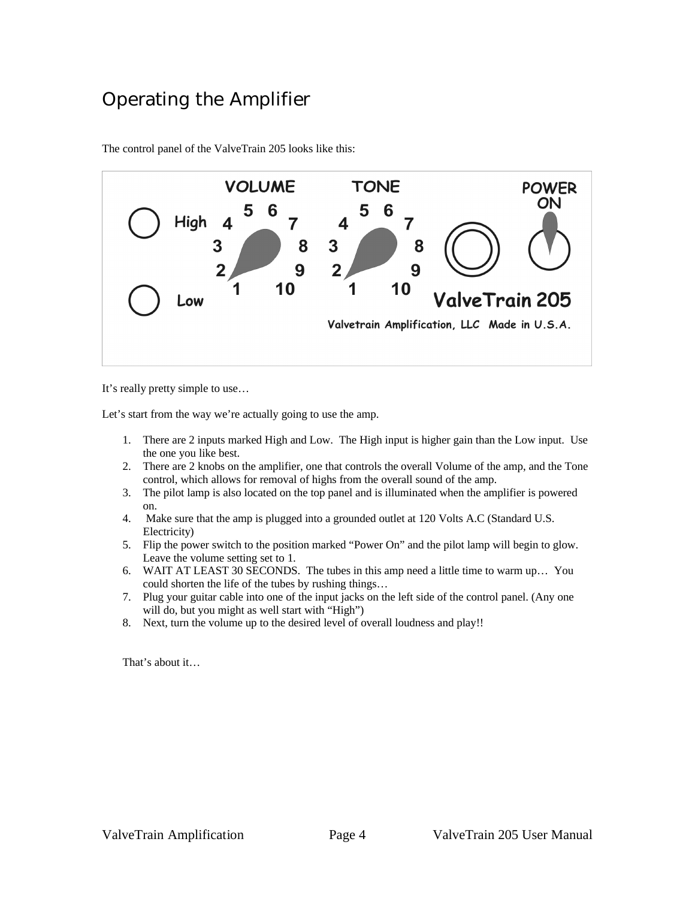# Operating the Amplifier

The control panel of the ValveTrain 205 looks like this:

It's really pretty simple to use…

Let's start from the way we're actually going to use the amp.

1. There are 2 inputs marked High and Low. The High input is higher gain than the Low input. Use the one you like best.
2. There are 2 knobs on the amplifier, one that controls the overall Volume of the amp, and the Tone control, which allows for removal of highs from the overall sound of the amp.
3. The pilot lamp is also located on the top panel and is illuminated when the amplifier is powered on.
4. Make sure that the amp is plugged into a grounded outlet at 120 Volts A.C (Standard U.S. Electricity)
5. Flip the power switch to the position marked "Power On" and the pilot lamp will begin to glow. Leave the volume setting set to 1.
6. WAIT AT LEAST 30 SECONDS. The tubes in this amp need a little time to warm up… You could shorten the life of the tubes by rushing things…
7. Plug your guitar cable into one of the input jacks on the left side of the control panel. (Any one will do, but you might as well start with "High")
8. Next, turn the volume up to the desired level of overall loudness and play!!

That's about it…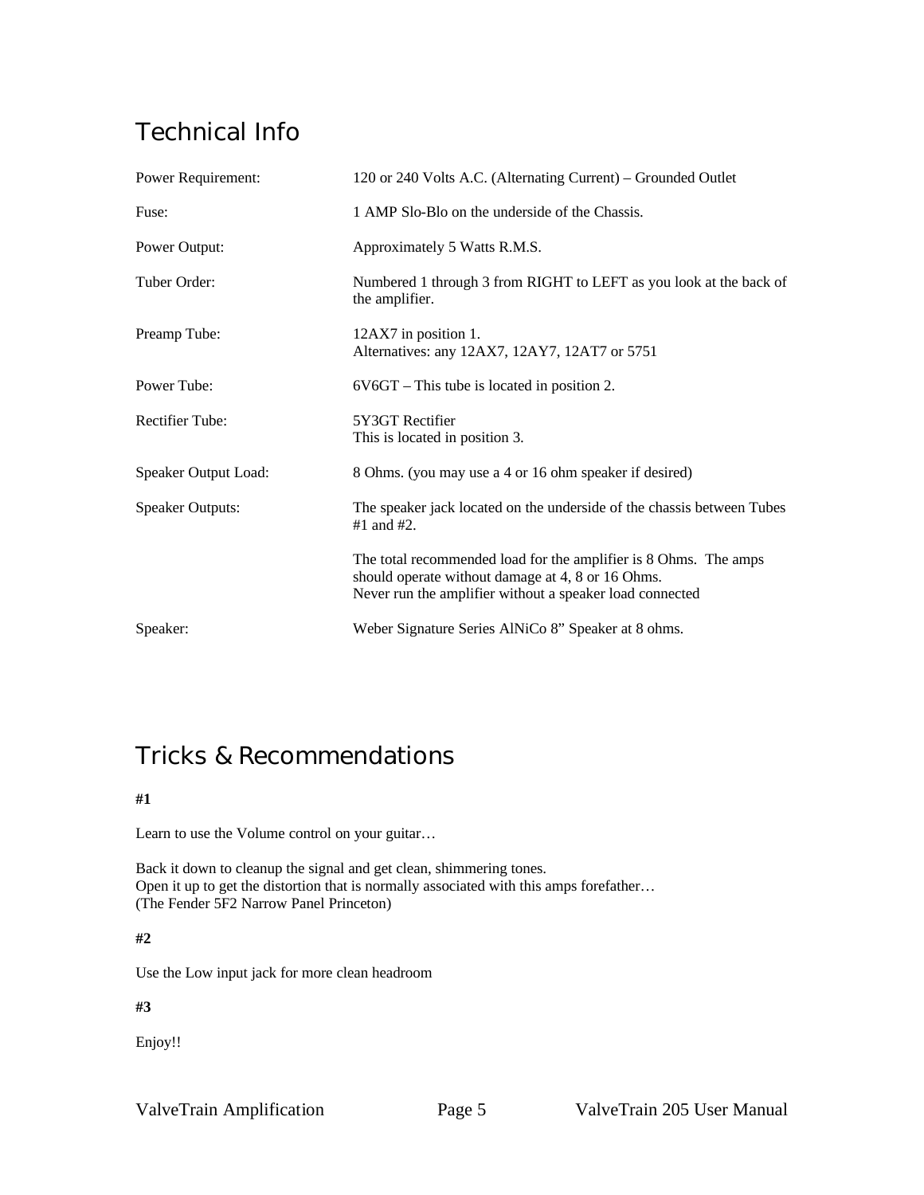## Technical Info

| | |
|---|---|
| Power Requirement: | 120 or 240 Volts A.C. (Alternating Current) – Grounded Outlet |
| Fuse: | 1 AMP Slo-Blo on the underside of the Chassis. |
| Power Output: | Approximately 5 Watts R.M.S. |
| Tuber Order: | Numbered 1 through 3 from RIGHT to LEFT as you look at the back of the amplifier. |
| Preamp Tube: | 12AX7 in position 1.<br>Alternatives: any 12AX7, 12AY7, 12AT7 or 5751 |
| Power Tube: | 6V6GT – This tube is located in position 2. |
| Rectifier Tube: | 5Y3GT Rectifier<br>This is located in position 3. |
| Speaker Output Load: | 8 Ohms. (you may use a 4 or 16 ohm speaker if desired) |
| Speaker Outputs: | The speaker jack located on the underside of the chassis between Tubes #1 and #2.<br><br>The total recommended load for the amplifier is 8 Ohms. The amps should operate without damage at 4, 8 or 16 Ohms.<br>Never run the amplifier without a speaker load connected |
| Speaker: | Weber Signature Series AlNiCo 8" Speaker at 8 ohms. |

## Tricks & Recommendations

**#1**

Learn to use the Volume control on your guitar…

Back it down to cleanup the signal and get clean, shimmering tones.
Open it up to get the distortion that is normally associated with this amps forefather…
(The Fender 5F2 Narrow Panel Princeton)

**#2**

Use the Low input jack for more clean headroom

**#3**

Enjoy!!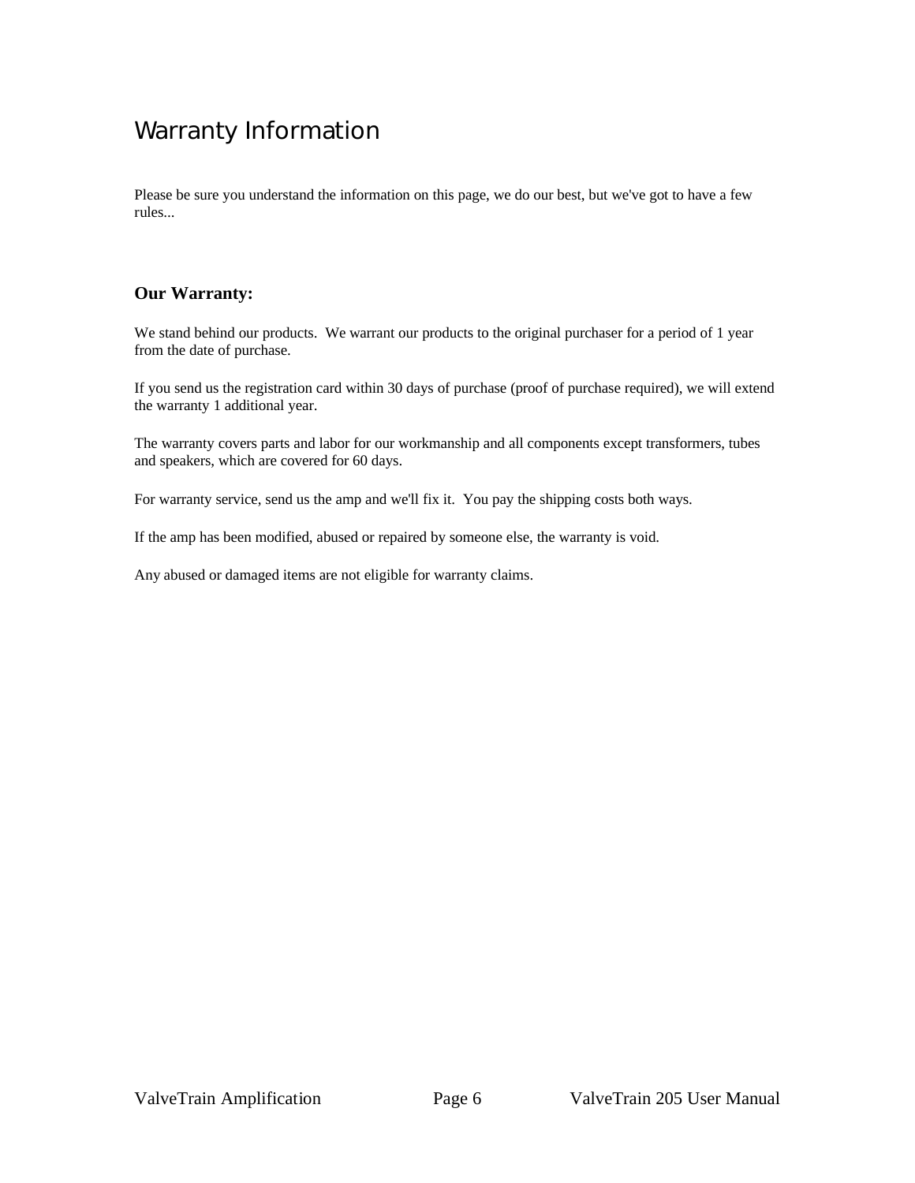# Warranty Information

Please be sure you understand the information on this page, we do our best, but we've got to have a few rules...

## Our Warranty:

We stand behind our products. We warrant our products to the original purchaser for a period of 1 year from the date of purchase.

If you send us the registration card within 30 days of purchase (proof of purchase required), we will extend the warranty 1 additional year.

The warranty covers parts and labor for our workmanship and all components except transformers, tubes and speakers, which are covered for 60 days.

For warranty service, send us the amp and we'll fix it. You pay the shipping costs both ways.

If the amp has been modified, abused or repaired by someone else, the warranty is void.

Any abused or damaged items are not eligible for warranty claims.